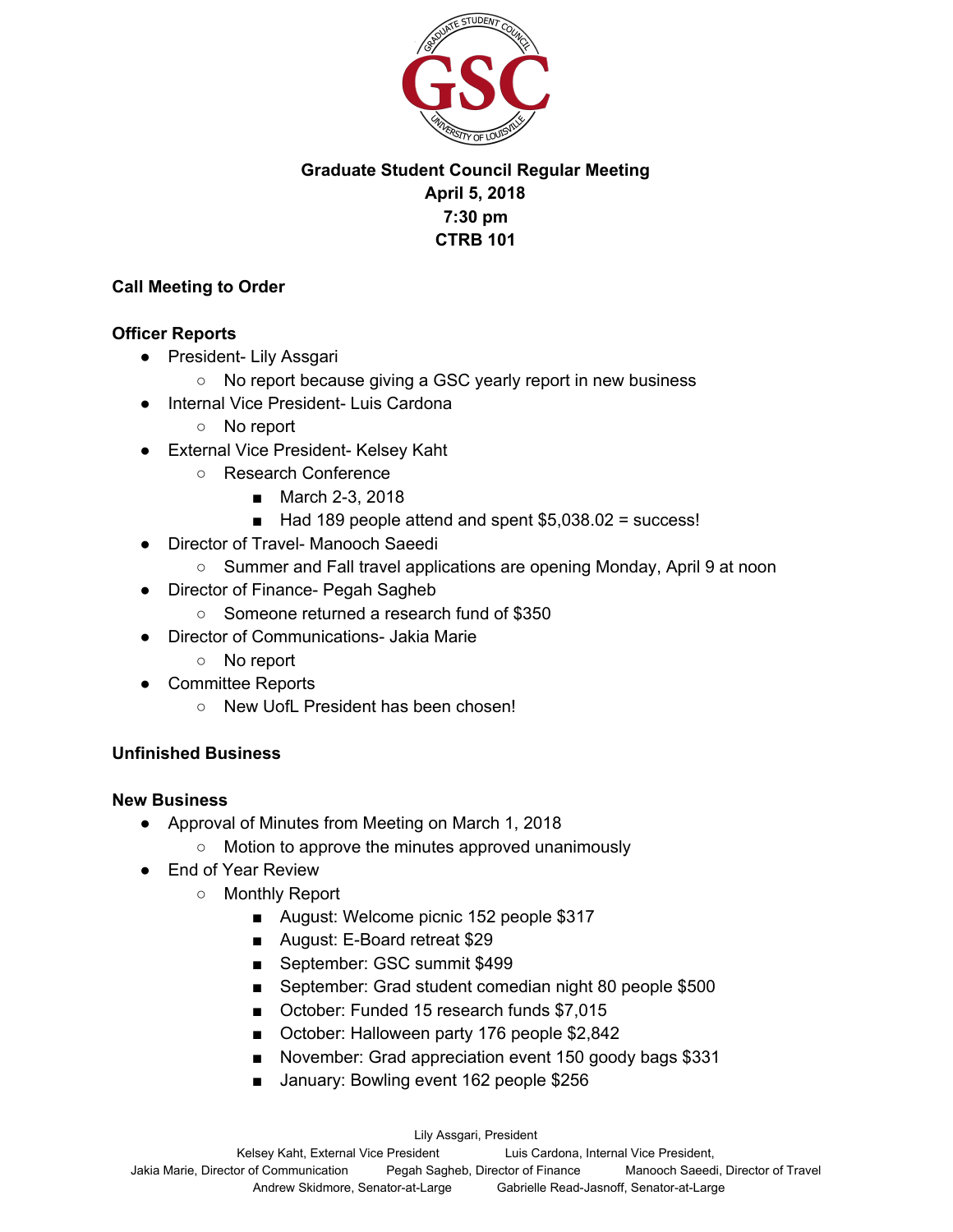# Graduate Student Council Regular Meeting
**April 5, 2018**
**7:30 pm**
**CTRB 101**

## Call Meeting to Order

## Officer Reports

- President- Lily Assgari
  - No report because giving a GSC yearly report in new business
- Internal Vice President- Luis Cardona
  - No report
- External Vice President- Kelsey Kaht
  - Research Conference
    - March 2-3, 2018
    - Had 189 people attend and spent $5,038.02 = success!
- Director of Travel- Manooch Saeedi
  - Summer and Fall travel applications are opening Monday, April 9 at noon
- Director of Finance- Pegah Sagheb
  - Someone returned a research fund of $350
- Director of Communications- Jakia Marie
  - No report
- Committee Reports
  - New UofL President has been chosen!

## Unfinished Business

## New Business

- Approval of Minutes from Meeting on March 1, 2018
  - Motion to approve the minutes approved unanimously
- End of Year Review
  - Monthly Report
    - August: Welcome picnic 152 people $317
    - August: E-Board retreat $29
    - September: GSC summit $499
    - September: Grad student comedian night 80 people $500
    - October: Funded 15 research funds $7,015
    - October: Halloween party 176 people $2,842
    - November: Grad appreciation event 150 goody bags $331
    - January: Bowling event 162 people $256

Lily Assgari, President
Kelsey Kaht, External Vice President Luis Cardona, Internal Vice President,
Jakia Marie, Director of Communication Pegah Sagheb, Director of Finance Manooch Saeedi, Director of Travel
Andrew Skidmore, Senator-at-Large Gabrielle Read-Jasnoff, Senator-at-Large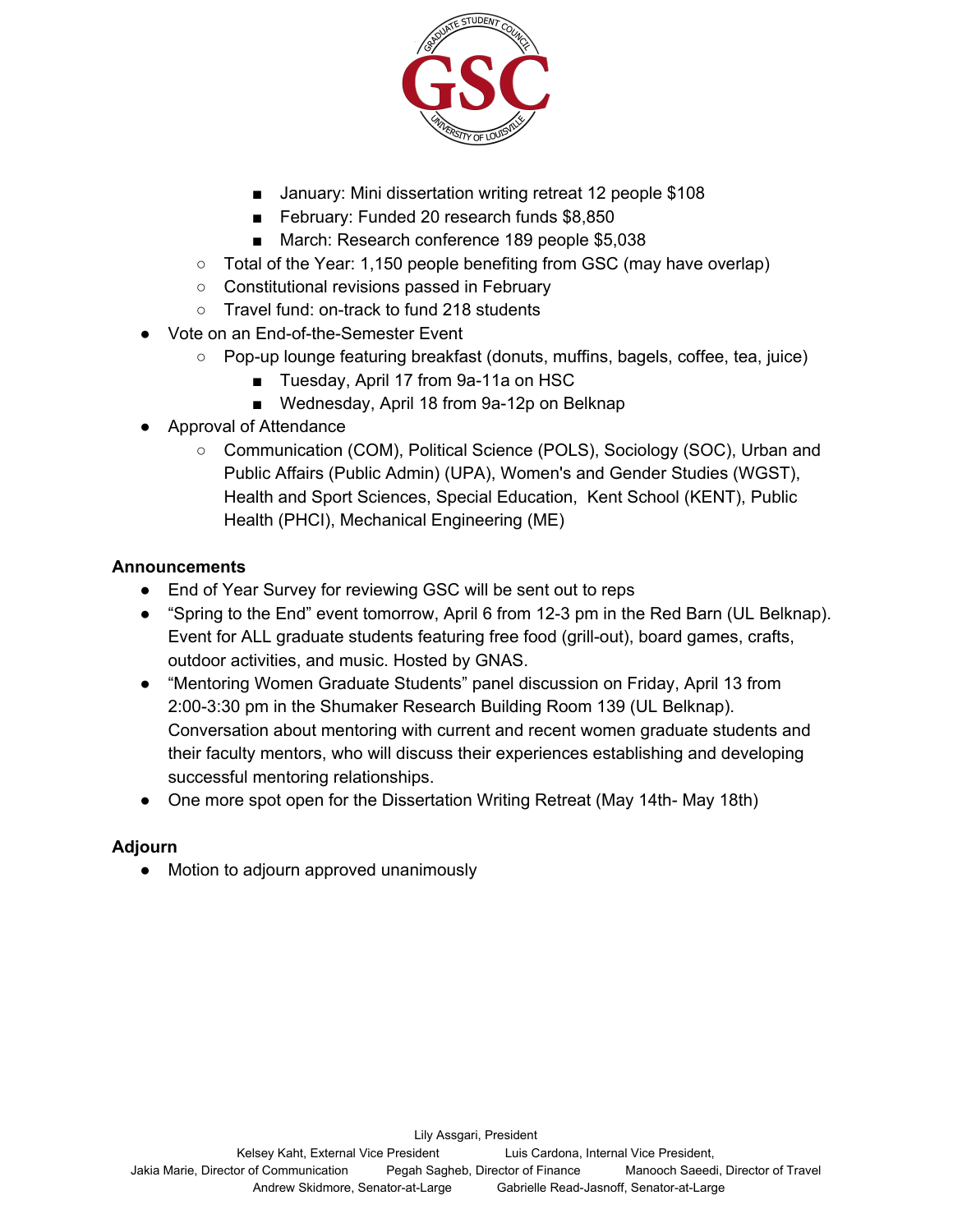- January: Mini dissertation writing retreat 12 people $108
        - February: Funded 20 research funds $8,850
        - March: Research conference 189 people $5,038
    - Total of the Year: 1,150 people benefiting from GSC (may have overlap)
    - Constitutional revisions passed in February
    - Travel fund: on-track to fund 218 students
- Vote on an End-of-the-Semester Event
    - Pop-up lounge featuring breakfast (donuts, muffins, bagels, coffee, tea, juice)
        - Tuesday, April 17 from 9a-11a on HSC
        - Wednesday, April 18 from 9a-12p on Belknap
- Approval of Attendance
    - Communication (COM), Political Science (POLS), Sociology (SOC), Urban and Public Affairs (Public Admin) (UPA), Women's and Gender Studies (WGST), Health and Sport Sciences, Special Education, Kent School (KENT), Public Health (PHCI), Mechanical Engineering (ME)

**Announcements**

- End of Year Survey for reviewing GSC will be sent out to reps
- "Spring to the End" event tomorrow, April 6 from 12-3 pm in the Red Barn (UL Belknap). Event for ALL graduate students featuring free food (grill-out), board games, crafts, outdoor activities, and music. Hosted by GNAS.
- "Mentoring Women Graduate Students" panel discussion on Friday, April 13 from 2:00-3:30 pm in the Shumaker Research Building Room 139 (UL Belknap). Conversation about mentoring with current and recent women graduate students and their faculty mentors, who will discuss their experiences establishing and developing successful mentoring relationships.
- One more spot open for the Dissertation Writing Retreat (May 14th- May 18th)

**Adjourn**

- Motion to adjourn approved unanimously